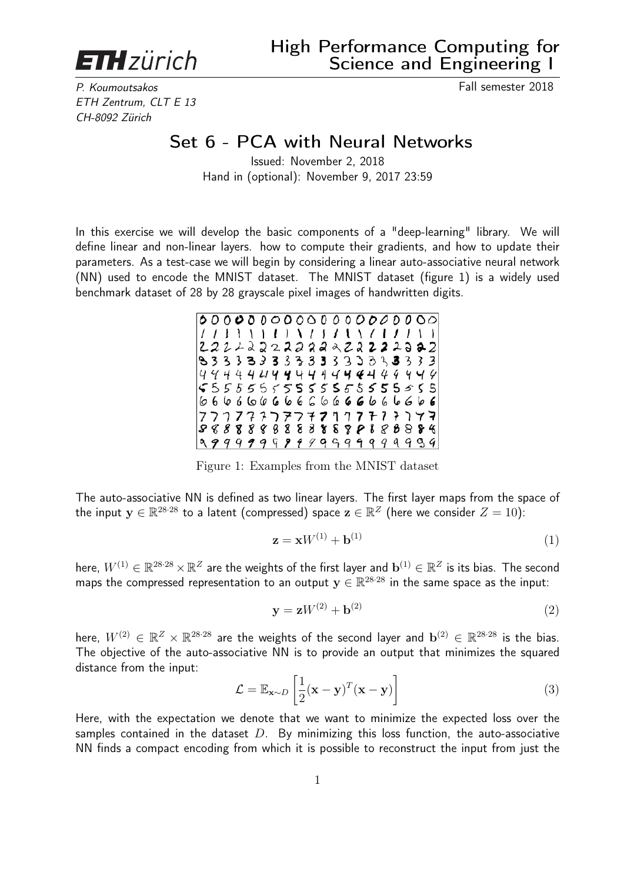ETH zürich

# High Performance Computing for Science and Engineering I

*P. Koumoutsakos*
*ETH Zentrum, CLT E 13*
*CH-8092 Zürich*

Fall semester 2018

## Set 6 - PCA with Neural Networks

Issued: November 2, 2018
Hand in (optional): November 9, 2017 23:59

In this exercise we will develop the basic components of a "deep-learning" library. We will define linear and non-linear layers. how to compute their gradients, and how to update their parameters. As a test-case we will begin by considering a linear auto-associative neural network (NN) used to encode the MNIST dataset. The MNIST dataset (figure 1) is a widely used benchmark dataset of 28 by 28 grayscale pixel images of handwritten digits.

Figure 1: Examples from the MNIST dataset

The auto-associative NN is defined as two linear layers. The first layer maps from the space of the input $\mathbf{y} \in \mathbb{R}^{28 \cdot 28}$ to a latent (compressed) space $\mathbf{z} \in \mathbb{R}^{Z}$ (here we consider $Z = 10$):

$$\mathbf{z} = \mathbf{x}W^{(1)} + \mathbf{b}^{(1)} \tag{1}$$

here, $W^{(1)} \in \mathbb{R}^{28 \cdot 28} \times \mathbb{R}^{Z}$ are the weights of the first layer and $\mathbf{b}^{(1)} \in \mathbb{R}^{Z}$ is its bias. The second maps the compressed representation to an output $\mathbf{y} \in \mathbb{R}^{28 \cdot 28}$ in the same space as the input:

$$\mathbf{y} = \mathbf{z}W^{(2)} + \mathbf{b}^{(2)} \tag{2}$$

here, $W^{(2)} \in \mathbb{R}^{Z} \times \mathbb{R}^{28 \cdot 28}$ are the weights of the second layer and $\mathbf{b}^{(2)} \in \mathbb{R}^{28 \cdot 28}$ is the bias. The objective of the auto-associative NN is to provide an output that minimizes the squared distance from the input:

$$\mathcal{L} = \mathbb{E}_{\mathbf{x} \sim D} \left[ \frac{1}{2} (\mathbf{x} - \mathbf{y})^T (\mathbf{x} - \mathbf{y}) \right] \tag{3}$$

Here, with the expectation we denote that we want to minimize the expected loss over the samples contained in the dataset $D$. By minimizing this loss function, the auto-associative NN finds a compact encoding from which it is possible to reconstruct the input from just the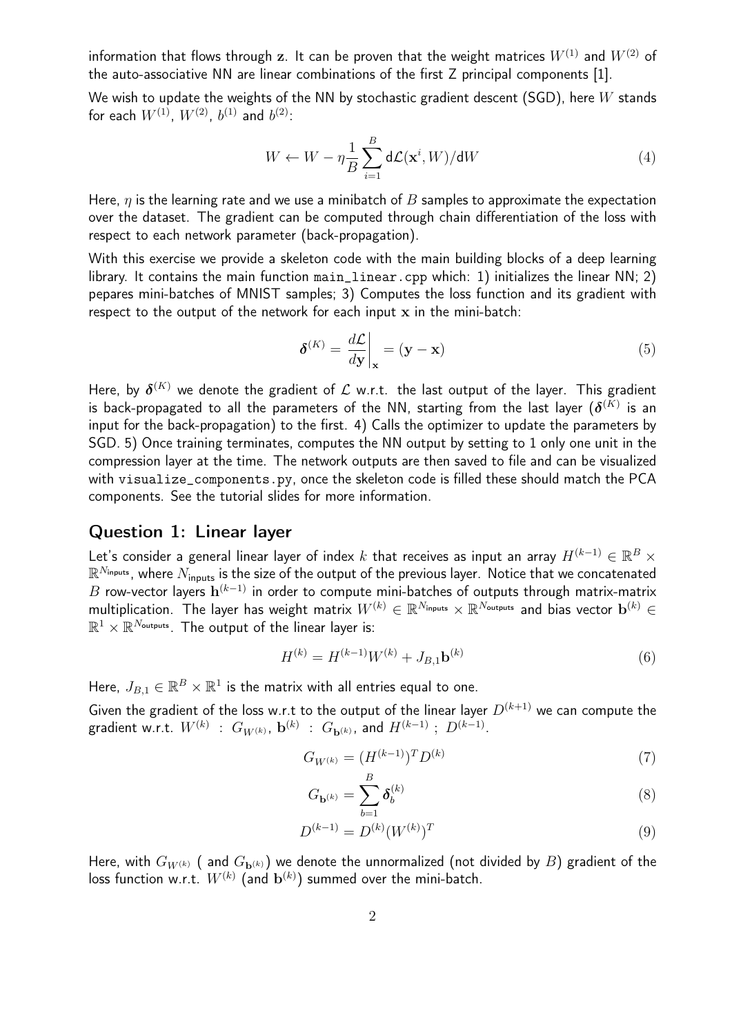information that flows through $\mathbf{z}$. It can be proven that the weight matrices $W^{(1)}$ and $W^{(2)}$ of the auto-associative NN are linear combinations of the first Z principal components [1].

We wish to update the weights of the NN by stochastic gradient descent (SGD), here $W$ stands for each $W^{(1)}$, $W^{(2)}$, $b^{(1)}$ and $b^{(2)}$:

$$W \leftarrow W - \eta \frac{1}{B} \sum_{i=1}^{B} \mathrm{d}\mathcal{L}(\mathbf{x}^i, W)/\mathrm{d}W \tag{4}$$

Here, $\eta$ is the learning rate and we use a minibatch of $B$ samples to approximate the expectation over the dataset. The gradient can be computed through chain differentiation of the loss with respect to each network parameter (back-propagation).

With this exercise we provide a skeleton code with the main building blocks of a deep learning library. It contains the main function main_linear.cpp which: 1) initializes the linear NN; 2) pepares mini-batches of MNIST samples; 3) Computes the loss function and its gradient with respect to the output of the network for each input $\mathbf{x}$ in the mini-batch:

$$\boldsymbol{\delta}^{(K)} = \left. \frac{d\mathcal{L}}{d\mathbf{y}} \right|_{\mathbf{x}} = (\mathbf{y} - \mathbf{x}) \tag{5}$$

Here, by $\boldsymbol{\delta}^{(K)}$ we denote the gradient of $\mathcal{L}$ w.r.t. the last output of the layer. This gradient is back-propagated to all the parameters of the NN, starting from the last layer ($\boldsymbol{\delta}^{(K)}$ is an input for the back-propagation) to the first. 4) Calls the optimizer to update the parameters by SGD. 5) Once training terminates, computes the NN output by setting to 1 only one unit in the compression layer at the time. The network outputs are then saved to file and can be visualized with visualize_components.py, once the skeleton code is filled these should match the PCA components. See the tutorial slides for more information.

## Question 1: Linear layer

Let's consider a general linear layer of index $k$ that receives as input an array $H^{(k-1)} \in \mathbb{R}^B \times \mathbb{R}^{N_{\text{inputs}}}$, where $N_{\text{inputs}}$ is the size of the output of the previous layer. Notice that we concatenated $B$ row-vector layers $\mathbf{h}^{(k-1)}$ in order to compute mini-batches of outputs through matrix-matrix multiplication. The layer has weight matrix $W^{(k)} \in \mathbb{R}^{N_{\text{inputs}}} \times \mathbb{R}^{N_{\text{outputs}}}$ and bias vector $\mathbf{b}^{(k)} \in \mathbb{R}^1 \times \mathbb{R}^{N_{\text{outputs}}}$. The output of the linear layer is:

$$H^{(k)} = H^{(k-1)} W^{(k)} + J_{B,1} \mathbf{b}^{(k)} \tag{6}$$

Here, $J_{B,1} \in \mathbb{R}^B \times \mathbb{R}^1$ is the matrix with all entries equal to one.

Given the gradient of the loss w.r.t to the output of the linear layer $D^{(k+1)}$ we can compute the gradient w.r.t. $W^{(k)}$ : $G_{W^{(k)}}$, $\mathbf{b}^{(k)}$ : $G_{\mathbf{b}^{(k)}}$, and $H^{(k-1)}$ ; $D^{(k-1)}$.

$$G_{W^{(k)}} = (H^{(k-1)})^T D^{(k)} \tag{7}$$

$$G_{\mathbf{b}^{(k)}} = \sum_{b=1}^{B} \boldsymbol{\delta}_b^{(k)} \tag{8}$$

$$D^{(k-1)} = D^{(k)} (W^{(k)})^T \tag{9}$$

Here, with $G_{W^{(k)}}$ ( and $G_{\mathbf{b}^{(k)}}$) we denote the unnormalized (not divided by $B$) gradient of the loss function w.r.t. $W^{(k)}$ (and $\mathbf{b}^{(k)}$) summed over the mini-batch.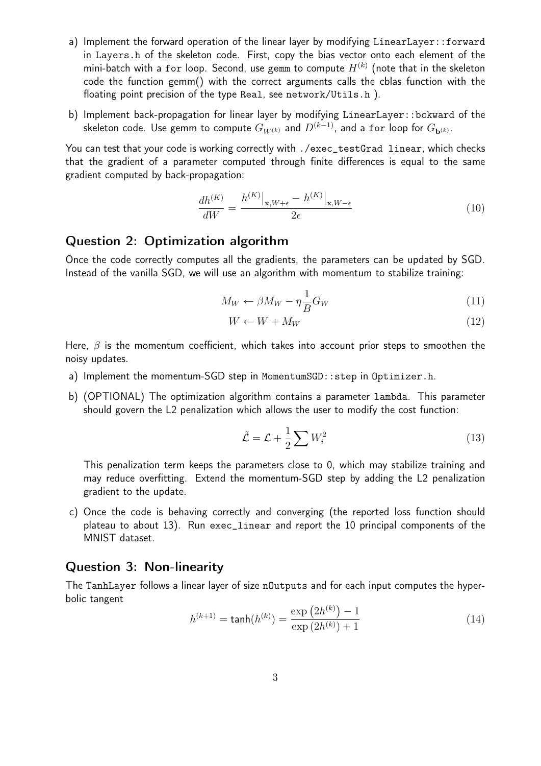a) Implement the forward operation of the linear layer by modifying `LinearLayer::forward` in `Layers.h` of the skeleton code. First, copy the bias vector onto each element of the mini-batch with a `for` loop. Second, use `gemm` to compute $H^{(k)}$ (note that in the skeleton code the function gemm() with the correct arguments calls the cblas function with the floating point precision of the type `Real`, see `network/Utils.h` ).

b) Implement back-propagation for linear layer by modifying `LinearLayer::bckward` of the skeleton code. Use gemm to compute $G_{W^{(k)}}$ and $D^{(k-1)}$, and a `for` loop for $G_{\mathbf{b}^{(k)}}$.

You can test that your code is working correctly with `./exec_testGrad linear`, which checks that the gradient of a parameter computed through finite differences is equal to the same gradient computed by back-propagation:

$$\frac{dh^{(K)}}{dW} = \frac{h^{(K)}\big|_{\mathbf{x},W+\epsilon} - h^{(K)}\big|_{\mathbf{x},W-\epsilon}}{2\epsilon} \tag{10}$$

## Question 2: Optimization algorithm

Once the code correctly computes all the gradients, the parameters can be updated by SGD. Instead of the vanilla SGD, we will use an algorithm with momentum to stabilize training:

$$M_W \leftarrow \beta M_W - \eta \frac{1}{B} G_W \tag{11}$$

$$W \leftarrow W + M_W \tag{12}$$

Here, $\beta$ is the momentum coefficient, which takes into account prior steps to smoothen the noisy updates.

a) Implement the momentum-SGD step in `MomentumSGD::step` in `Optimizer.h`.

b) (OPTIONAL) The optimization algorithm contains a parameter `lambda`. This parameter should govern the L2 penalization which allows the user to modify the cost function:

$$\tilde{\mathcal{L}} = \mathcal{L} + \frac{1}{2} \sum W_i^2 \tag{13}$$

This penalization term keeps the parameters close to 0, which may stabilize training and may reduce overfitting. Extend the momentum-SGD step by adding the L2 penalization gradient to the update.

c) Once the code is behaving correctly and converging (the reported loss function should plateau to about 13). Run `exec_linear` and report the 10 principal components of the MNIST dataset.

## Question 3: Non-linearity

The `TanhLayer` follows a linear layer of size `nOutputs` and for each input computes the hyperbolic tangent

$$h^{(k+1)} = \tanh(h^{(k)}) = \frac{\exp\left(2h^{(k)}\right) - 1}{\exp\left(2h^{(k)}\right) + 1} \tag{14}$$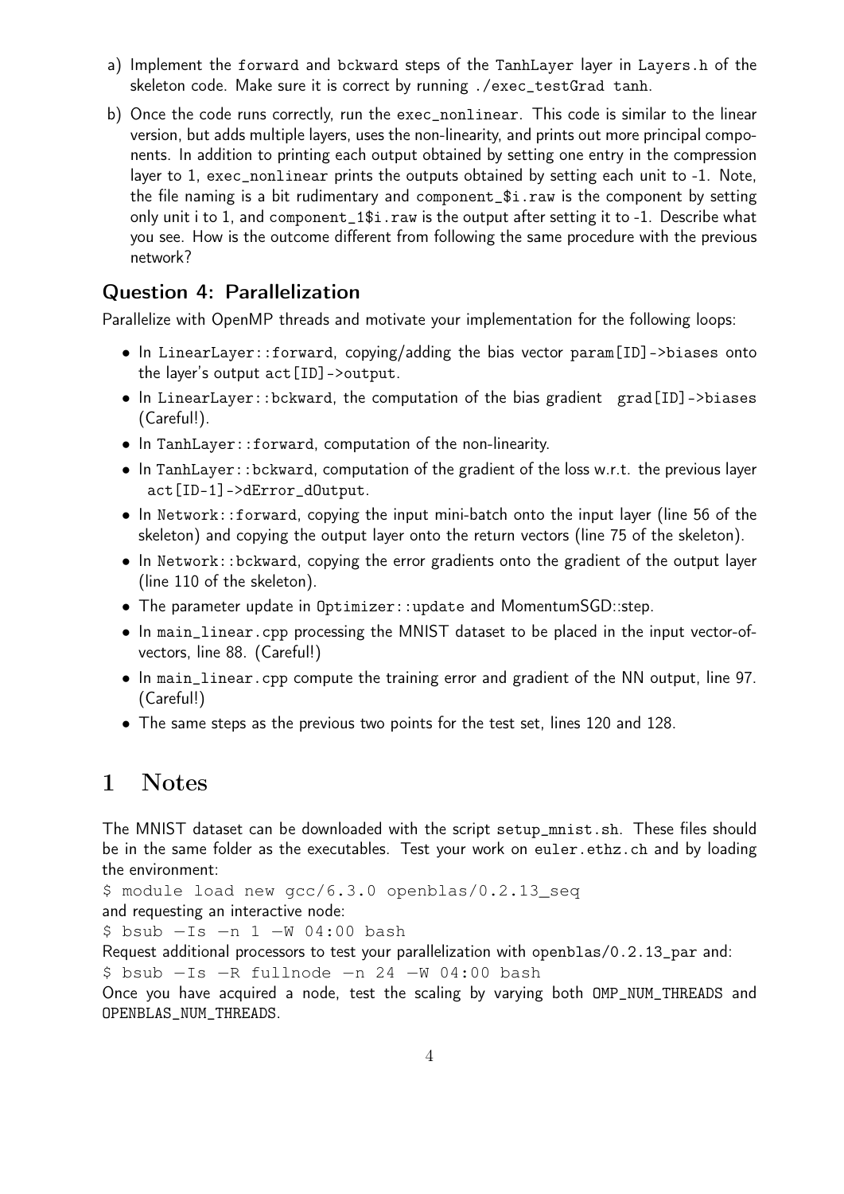a) Implement the `forward` and `bckward` steps of the `TanhLayer` layer in `Layers.h` of the skeleton code. Make sure it is correct by running `./exec_testGrad tanh`.

b) Once the code runs correctly, run the `exec_nonlinear`. This code is similar to the linear version, but adds multiple layers, uses the non-linearity, and prints out more principal components. In addition to printing each output obtained by setting one entry in the compression layer to 1, `exec_nonlinear` prints the outputs obtained by setting each unit to -1. Note, the file naming is a bit rudimentary and `component_$i.raw` is the component by setting only unit i to 1, and `component_1$i.raw` is the output after setting it to -1. Describe what you see. How is the outcome different from following the same procedure with the previous network?

## Question 4: Parallelization

Parallelize with OpenMP threads and motivate your implementation for the following loops:

- In `LinearLayer::forward`, copying/adding the bias vector `param[ID]->biases` onto the layer's output `act[ID]->output`.
- In `LinearLayer::bckward`, the computation of the bias gradient `grad[ID]->biases` (Careful!).
- In `TanhLayer::forward`, computation of the non-linearity.
- In `TanhLayer::bckward`, computation of the gradient of the loss w.r.t. the previous layer `act[ID-1]->dError_dOutput`.
- In `Network::forward`, copying the input mini-batch onto the input layer (line 56 of the skeleton) and copying the output layer onto the return vectors (line 75 of the skeleton).
- In `Network::bckward`, copying the error gradients onto the gradient of the output layer (line 110 of the skeleton).
- The parameter update in `Optimizer::update` and MomentumSGD::step.
- In `main_linear.cpp` processing the MNIST dataset to be placed in the input vector-of-vectors, line 88. (Careful!)
- In `main_linear.cpp` compute the training error and gradient of the NN output, line 97. (Careful!)
- The same steps as the previous two points for the test set, lines 120 and 128.

# 1 Notes

The MNIST dataset can be downloaded with the script `setup_mnist.sh`. These files should be in the same folder as the executables. Test your work on `euler.ethz.ch` and by loading the environment:

```
$ module load new gcc/6.3.0 openblas/0.2.13_seq
```

and requesting an interactive node:

```
$ bsub -Is -n 1 -W 04:00 bash
```

Request additional processors to test your parallelization with `openblas/0.2.13_par` and:

```
$ bsub -Is -R fullnode -n 24 -W 04:00 bash
```

Once you have acquired a node, test the scaling by varying both `OMP_NUM_THREADS` and `OPENBLAS_NUM_THREADS`.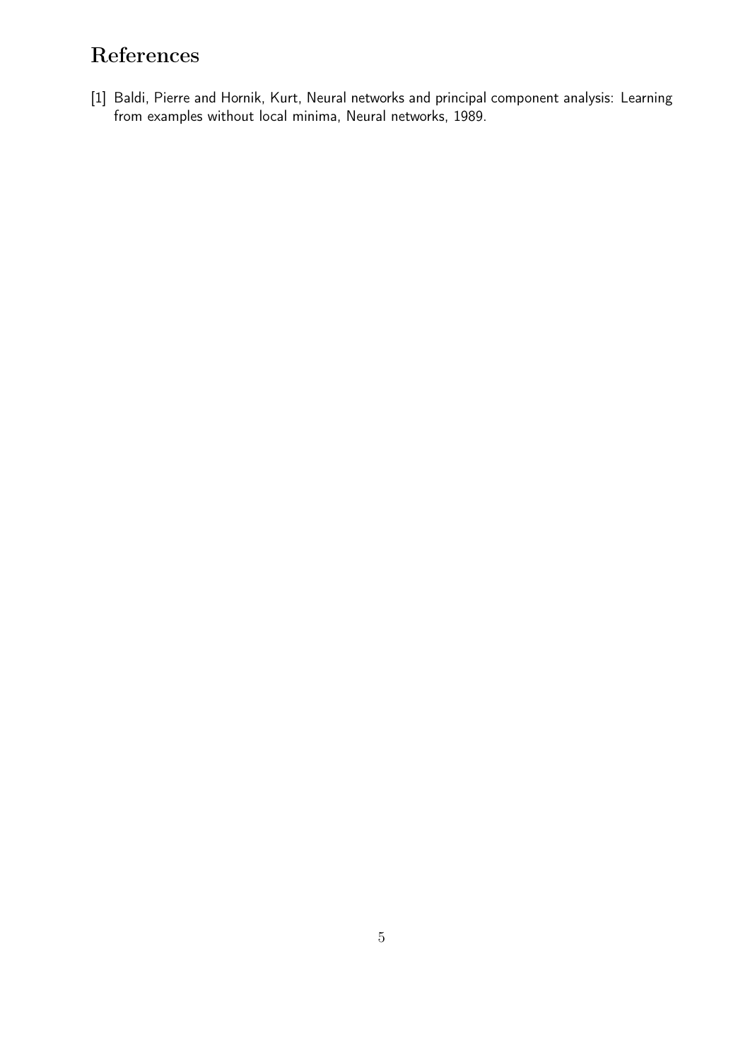# References

[1] Baldi, Pierre and Hornik, Kurt, Neural networks and principal component analysis: Learning from examples without local minima, Neural networks, 1989.